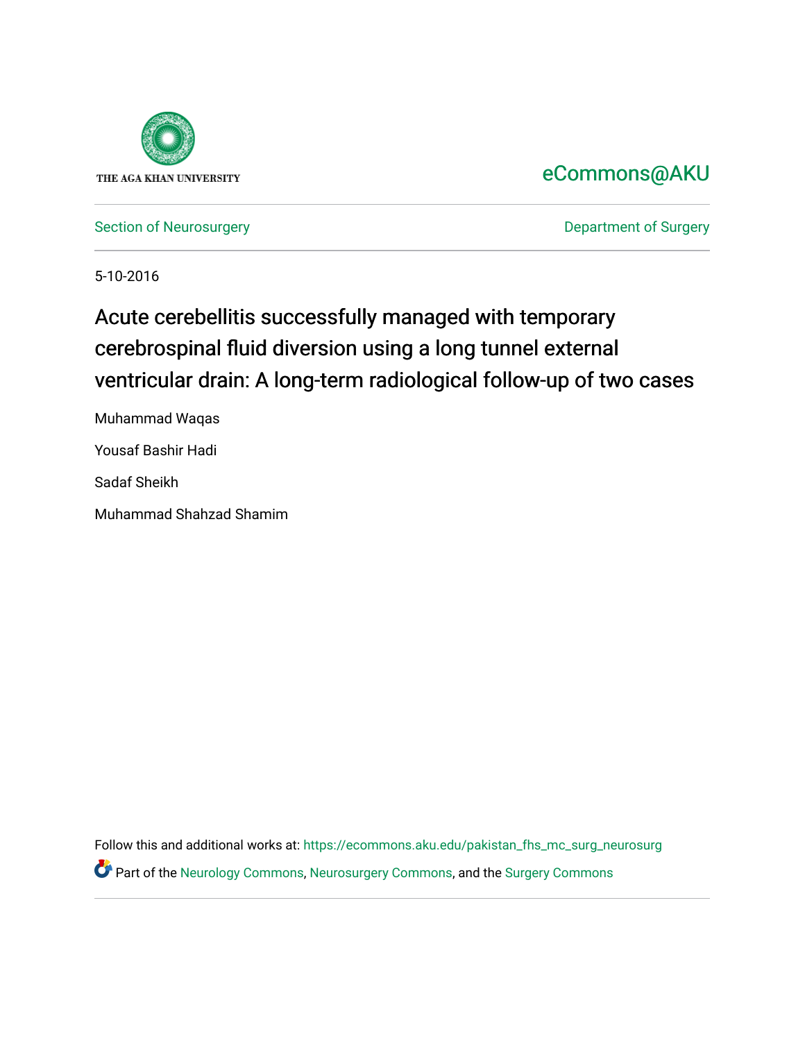THE AGA KHAN UNIVERSITY

eCommons@AKU

Section of Neurosurgery

Department of Surgery

5-10-2016

# Acute cerebellitis successfully managed with temporary cerebrospinal fluid diversion using a long tunnel external ventricular drain: A long-term radiological follow-up of two cases

Muhammad Waqas

Yousaf Bashir Hadi

Sadaf Sheikh

Muhammad Shahzad Shamim

Follow this and additional works at: https://ecommons.aku.edu/pakistan_fhs_mc_surg_neurosurg

Part of the Neurology Commons, Neurosurgery Commons, and the Surgery Commons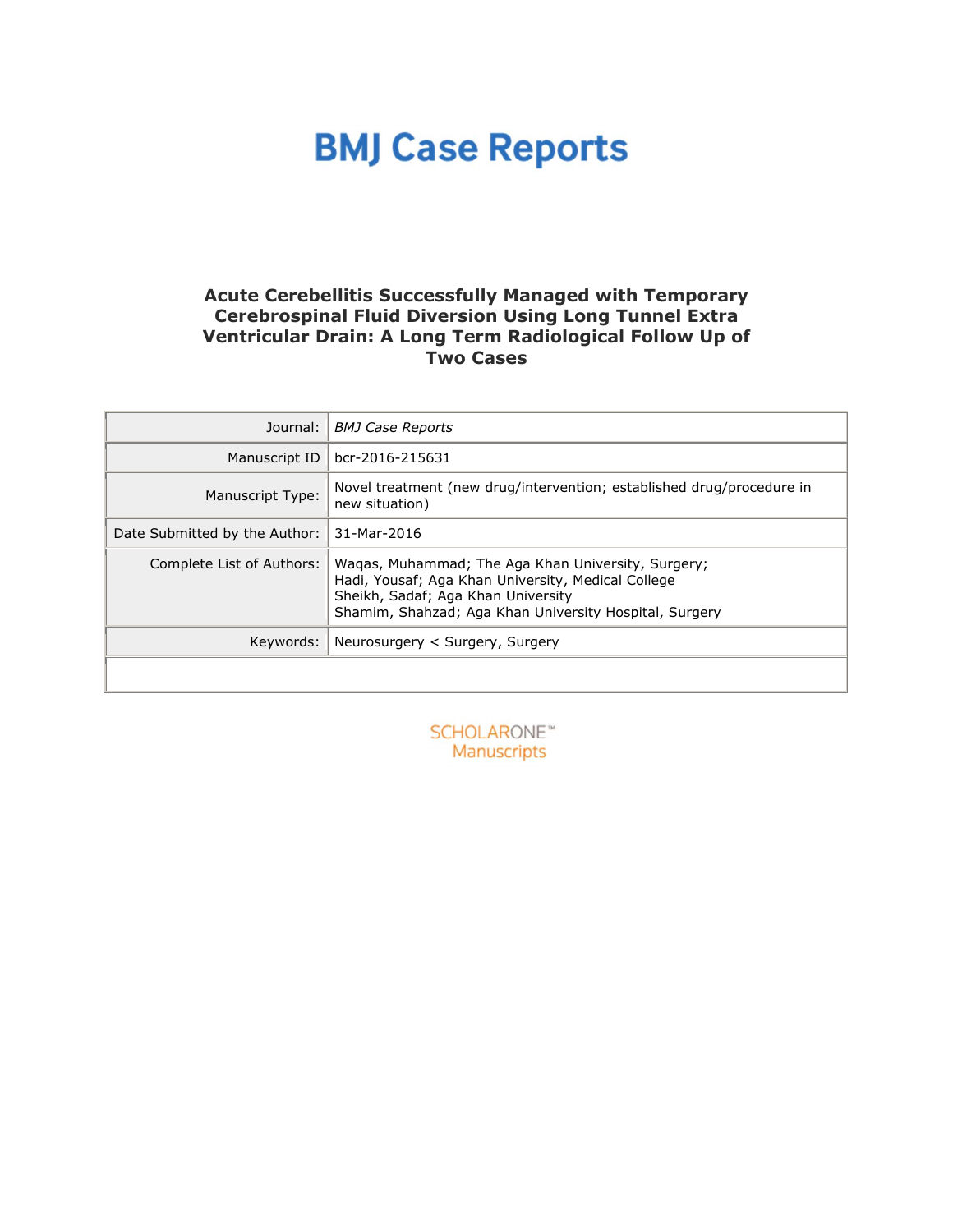# BMJ Case Reports

## Acute Cerebellitis Successfully Managed with Temporary Cerebrospinal Fluid Diversion Using Long Tunnel Extra Ventricular Drain: A Long Term Radiological Follow Up of Two Cases

| | |
|---|---|
| Journal: | *BMJ Case Reports* |
| Manuscript ID | bcr-2016-215631 |
| Manuscript Type: | Novel treatment (new drug/intervention; established drug/procedure in new situation) |
| Date Submitted by the Author: | 31-Mar-2016 |
| Complete List of Authors: | Waqas, Muhammad; The Aga Khan University, Surgery; Hadi, Yousaf; Aga Khan University, Medical College Sheikh, Sadaf; Aga Khan University Shamim, Shahzad; Aga Khan University Hospital, Surgery |
| Keywords: | Neurosurgery < Surgery, Surgery |
| | |

SCHOLARONE™ Manuscripts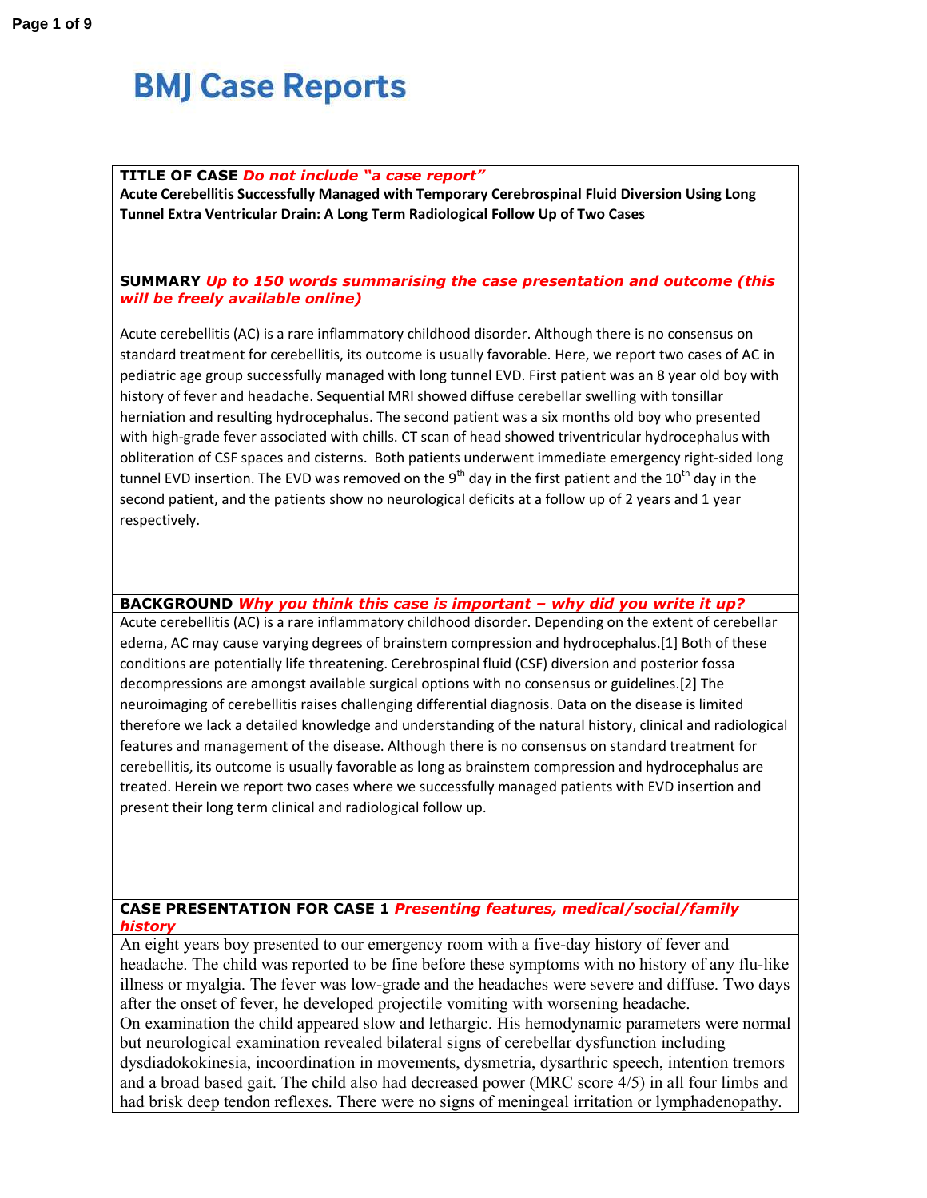# BMJ Case Reports

**TITLE OF CASE** *Do not include "a case report"*

**Acute Cerebellitis Successfully Managed with Temporary Cerebrospinal Fluid Diversion Using Long Tunnel Extra Ventricular Drain: A Long Term Radiological Follow Up of Two Cases**

**SUMMARY** *Up to 150 words summarising the case presentation and outcome (this will be freely available online)*

Acute cerebellitis (AC) is a rare inflammatory childhood disorder. Although there is no consensus on standard treatment for cerebellitis, its outcome is usually favorable. Here, we report two cases of AC in pediatric age group successfully managed with long tunnel EVD. First patient was an 8 year old boy with history of fever and headache. Sequential MRI showed diffuse cerebellar swelling with tonsillar herniation and resulting hydrocephalus. The second patient was a six months old boy who presented with high-grade fever associated with chills. CT scan of head showed triventricular hydrocephalus with obliteration of CSF spaces and cisterns. Both patients underwent immediate emergency right-sided long tunnel EVD insertion. The EVD was removed on the 9th day in the first patient and the 10th day in the second patient, and the patients show no neurological deficits at a follow up of 2 years and 1 year respectively.

**BACKGROUND** *Why you think this case is important – why did you write it up?*

Acute cerebellitis (AC) is a rare inflammatory childhood disorder. Depending on the extent of cerebellar edema, AC may cause varying degrees of brainstem compression and hydrocephalus.[1] Both of these conditions are potentially life threatening. Cerebrospinal fluid (CSF) diversion and posterior fossa decompressions are amongst available surgical options with no consensus or guidelines.[2] The neuroimaging of cerebellitis raises challenging differential diagnosis. Data on the disease is limited therefore we lack a detailed knowledge and understanding of the natural history, clinical and radiological features and management of the disease. Although there is no consensus on standard treatment for cerebellitis, its outcome is usually favorable as long as brainstem compression and hydrocephalus are treated. Herein we report two cases where we successfully managed patients with EVD insertion and present their long term clinical and radiological follow up.

**CASE PRESENTATION FOR CASE 1** *Presenting features, medical/social/family history*

An eight years boy presented to our emergency room with a five-day history of fever and headache. The child was reported to be fine before these symptoms with no history of any flu-like illness or myalgia. The fever was low-grade and the headaches were severe and diffuse. Two days after the onset of fever, he developed projectile vomiting with worsening headache.
On examination the child appeared slow and lethargic. His hemodynamic parameters were normal but neurological examination revealed bilateral signs of cerebellar dysfunction including dysdiadokokinesia, incoordination in movements, dysmetria, dysarthric speech, intention tremors and a broad based gait. The child also had decreased power (MRC score 4/5) in all four limbs and had brisk deep tendon reflexes. There were no signs of meningeal irritation or lymphadenopathy.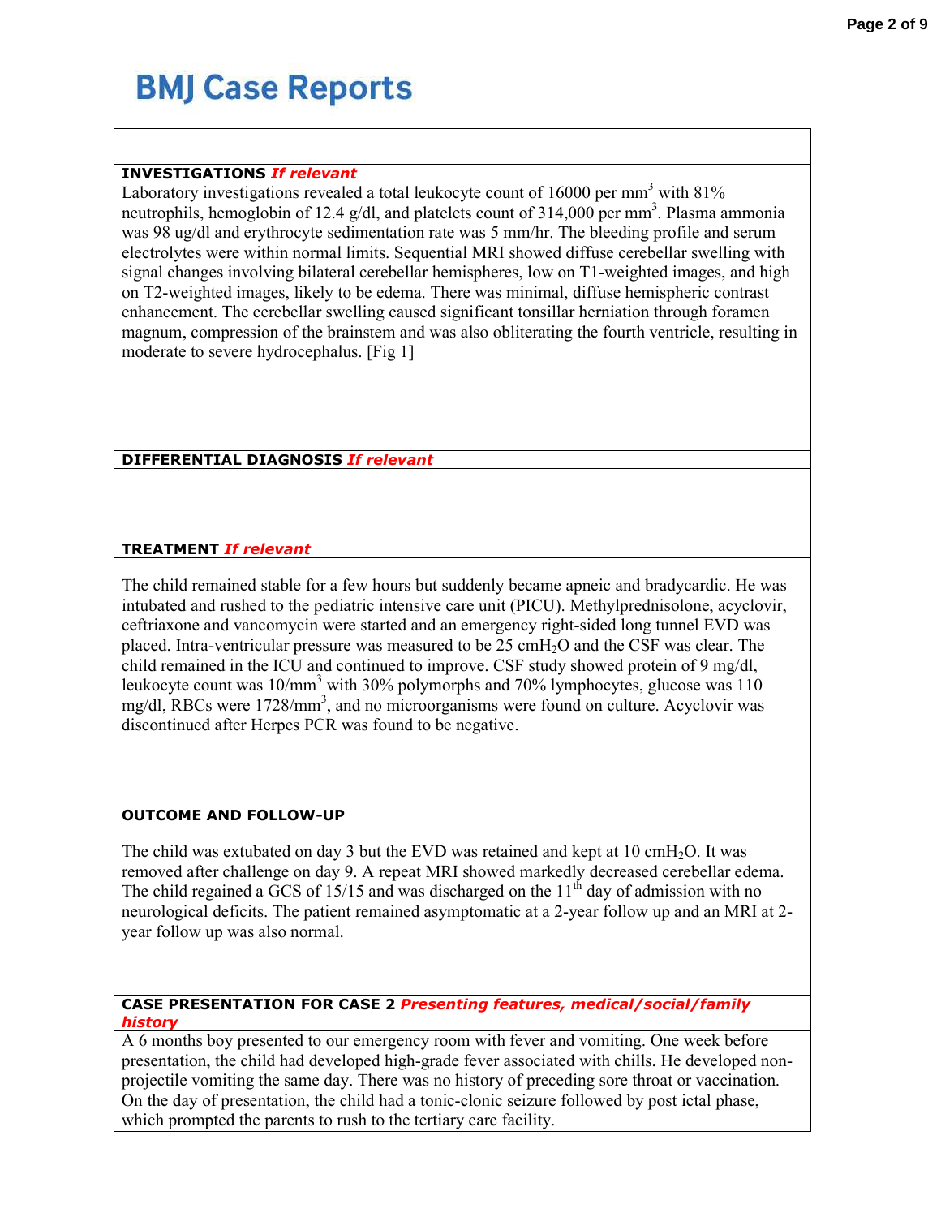## INVESTIGATIONS *If relevant*

Laboratory investigations revealed a total leukocyte count of 16000 per $mm^3$ with 81% neutrophils, hemoglobin of 12.4 g/dl, and platelets count of 314,000 per $mm^3$. Plasma ammonia was 98 ug/dl and erythrocyte sedimentation rate was 5 mm/hr. The bleeding profile and serum electrolytes were within normal limits. Sequential MRI showed diffuse cerebellar swelling with signal changes involving bilateral cerebellar hemispheres, low on T1-weighted images, and high on T2-weighted images, likely to be edema. There was minimal, diffuse hemispheric contrast enhancement. The cerebellar swelling caused significant tonsillar herniation through foramen magnum, compression of the brainstem and was also obliterating the fourth ventricle, resulting in moderate to severe hydrocephalus. [Fig 1]

## DIFFERENTIAL DIAGNOSIS *If relevant*

## TREATMENT *If relevant*

The child remained stable for a few hours but suddenly became apneic and bradycardic. He was intubated and rushed to the pediatric intensive care unit (PICU). Methylprednisolone, acyclovir, ceftriaxone and vancomycin were started and an emergency right-sided long tunnel EVD was placed. Intra-ventricular pressure was measured to be 25 $cmH_2O$ and the CSF was clear. The child remained in the ICU and continued to improve. CSF study showed protein of 9 mg/dl, leukocyte count was $10/mm^3$ with 30% polymorphs and 70% lymphocytes, glucose was 110 mg/dl, RBCs were $1728/mm^3$, and no microorganisms were found on culture. Acyclovir was discontinued after Herpes PCR was found to be negative.

## OUTCOME AND FOLLOW-UP

The child was extubated on day 3 but the EVD was retained and kept at 10 $cmH_2O$. It was removed after challenge on day 9. A repeat MRI showed markedly decreased cerebellar edema. The child regained a GCS of 15/15 and was discharged on the 11$^{th}$ day of admission with no neurological deficits. The patient remained asymptomatic at a 2-year follow up and an MRI at 2-year follow up was also normal.

## CASE PRESENTATION FOR CASE 2 *Presenting features, medical/social/family history*

A 6 months boy presented to our emergency room with fever and vomiting. One week before presentation, the child had developed high-grade fever associated with chills. He developed non-projectile vomiting the same day. There was no history of preceding sore throat or vaccination. On the day of presentation, the child had a tonic-clonic seizure followed by post ictal phase, which prompted the parents to rush to the tertiary care facility.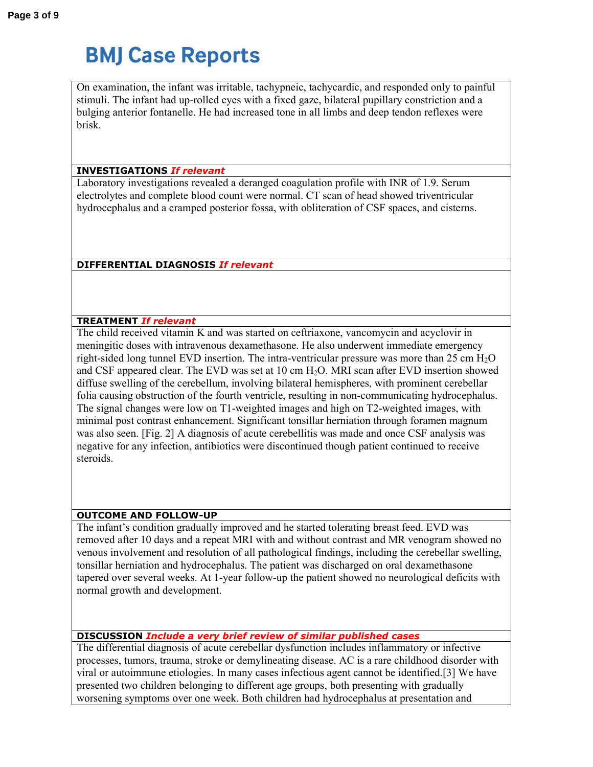On examination, the infant was irritable, tachypneic, tachycardic, and responded only to painful stimuli. The infant had up-rolled eyes with a fixed gaze, bilateral pupillary constriction and a bulging anterior fontanelle. He had increased tone in all limbs and deep tendon reflexes were brisk.

## INVESTIGATIONS *If relevant*

Laboratory investigations revealed a deranged coagulation profile with INR of 1.9. Serum electrolytes and complete blood count were normal. CT scan of head showed triventricular hydrocephalus and a cramped posterior fossa, with obliteration of CSF spaces, and cisterns.

## DIFFERENTIAL DIAGNOSIS *If relevant*

## TREATMENT *If relevant*

The child received vitamin K and was started on ceftriaxone, vancomycin and acyclovir in meningitic doses with intravenous dexamethasone. He also underwent immediate emergency right-sided long tunnel EVD insertion. The intra-ventricular pressure was more than 25 cm $H_2O$ and CSF appeared clear. The EVD was set at 10 cm $H_2O$. MRI scan after EVD insertion showed diffuse swelling of the cerebellum, involving bilateral hemispheres, with prominent cerebellar folia causing obstruction of the fourth ventricle, resulting in non-communicating hydrocephalus. The signal changes were low on T1-weighted images and high on T2-weighted images, with minimal post contrast enhancement. Significant tonsillar herniation through foramen magnum was also seen. [Fig. 2] A diagnosis of acute cerebellitis was made and once CSF analysis was negative for any infection, antibiotics were discontinued though patient continued to receive steroids.

## OUTCOME AND FOLLOW-UP

The infant's condition gradually improved and he started tolerating breast feed. EVD was removed after 10 days and a repeat MRI with and without contrast and MR venogram showed no venous involvement and resolution of all pathological findings, including the cerebellar swelling, tonsillar herniation and hydrocephalus. The patient was discharged on oral dexamethasone tapered over several weeks. At 1-year follow-up the patient showed no neurological deficits with normal growth and development.

## DISCUSSION *Include a very brief review of similar published cases*

The differential diagnosis of acute cerebellar dysfunction includes inflammatory or infective processes, tumors, trauma, stroke or demylineating disease. AC is a rare childhood disorder with viral or autoimmune etiologies. In many cases infectious agent cannot be identified.[3] We have presented two children belonging to different age groups, both presenting with gradually worsening symptoms over one week. Both children had hydrocephalus at presentation and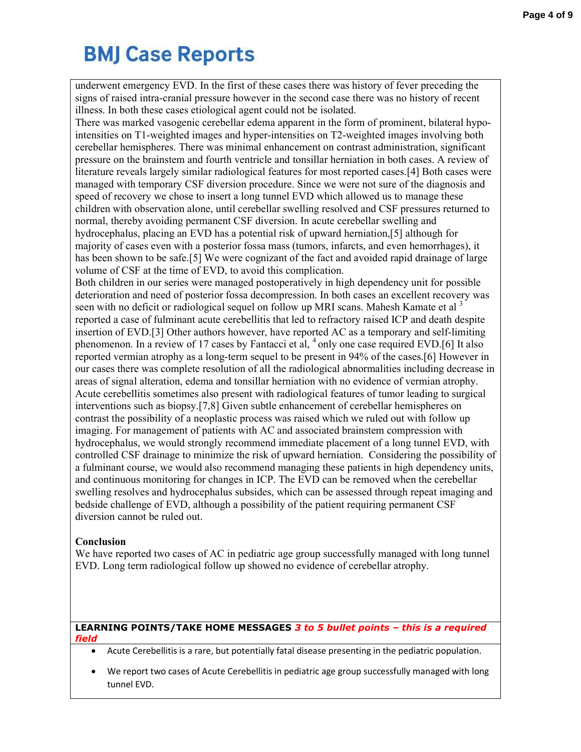underwent emergency EVD. In the first of these cases there was history of fever preceding the signs of raised intra-cranial pressure however in the second case there was no history of recent illness. In both these cases etiological agent could not be isolated.

There was marked vasogenic cerebellar edema apparent in the form of prominent, bilateral hypo-intensities on T1-weighted images and hyper-intensities on T2-weighted images involving both cerebellar hemispheres. There was minimal enhancement on contrast administration, significant pressure on the brainstem and fourth ventricle and tonsillar herniation in both cases. A review of literature reveals largely similar radiological features for most reported cases.[4] Both cases were managed with temporary CSF diversion procedure. Since we were not sure of the diagnosis and speed of recovery we chose to insert a long tunnel EVD which allowed us to manage these children with observation alone, until cerebellar swelling resolved and CSF pressures returned to normal, thereby avoiding permanent CSF diversion. In acute cerebellar swelling and hydrocephalus, placing an EVD has a potential risk of upward herniation,[5] although for majority of cases even with a posterior fossa mass (tumors, infarcts, and even hemorrhages), it has been shown to be safe.[5] We were cognizant of the fact and avoided rapid drainage of large volume of CSF at the time of EVD, to avoid this complication.

Both children in our series were managed postoperatively in high dependency unit for possible deterioration and need of posterior fossa decompression. In both cases an excellent recovery was seen with no deficit or radiological sequel on follow up MRI scans. Mahesh Kamate et al [3] reported a case of fulminant acute cerebellitis that led to refractory raised ICP and death despite insertion of EVD.[3] Other authors however, have reported AC as a temporary and self-limiting phenomenon. In a review of 17 cases by Fantacci et al, [4] only one case required EVD.[6] It also reported vermian atrophy as a long-term sequel to be present in 94% of the cases.[6] However in our cases there was complete resolution of all the radiological abnormalities including decrease in areas of signal alteration, edema and tonsillar herniation with no evidence of vermian atrophy. Acute cerebellitis sometimes also present with radiological features of tumor leading to surgical interventions such as biopsy.[7,8] Given subtle enhancement of cerebellar hemispheres on contrast the possibility of a neoplastic process was raised which we ruled out with follow up imaging. For management of patients with AC and associated brainstem compression with hydrocephalus, we would strongly recommend immediate placement of a long tunnel EVD, with controlled CSF drainage to minimize the risk of upward herniation. Considering the possibility of a fulminant course, we would also recommend managing these patients in high dependency units, and continuous monitoring for changes in ICP. The EVD can be removed when the cerebellar swelling resolves and hydrocephalus subsides, which can be assessed through repeat imaging and bedside challenge of EVD, although a possibility of the patient requiring permanent CSF diversion cannot be ruled out.

**Conclusion**

We have reported two cases of AC in pediatric age group successfully managed with long tunnel EVD. Long term radiological follow up showed no evidence of cerebellar atrophy.

**LEARNING POINTS/TAKE HOME MESSAGES** ***3 to 5 bullet points – this is a required field***

- Acute Cerebellitis is a rare, but potentially fatal disease presenting in the pediatric population.
- We report two cases of Acute Cerebellitis in pediatric age group successfully managed with long tunnel EVD.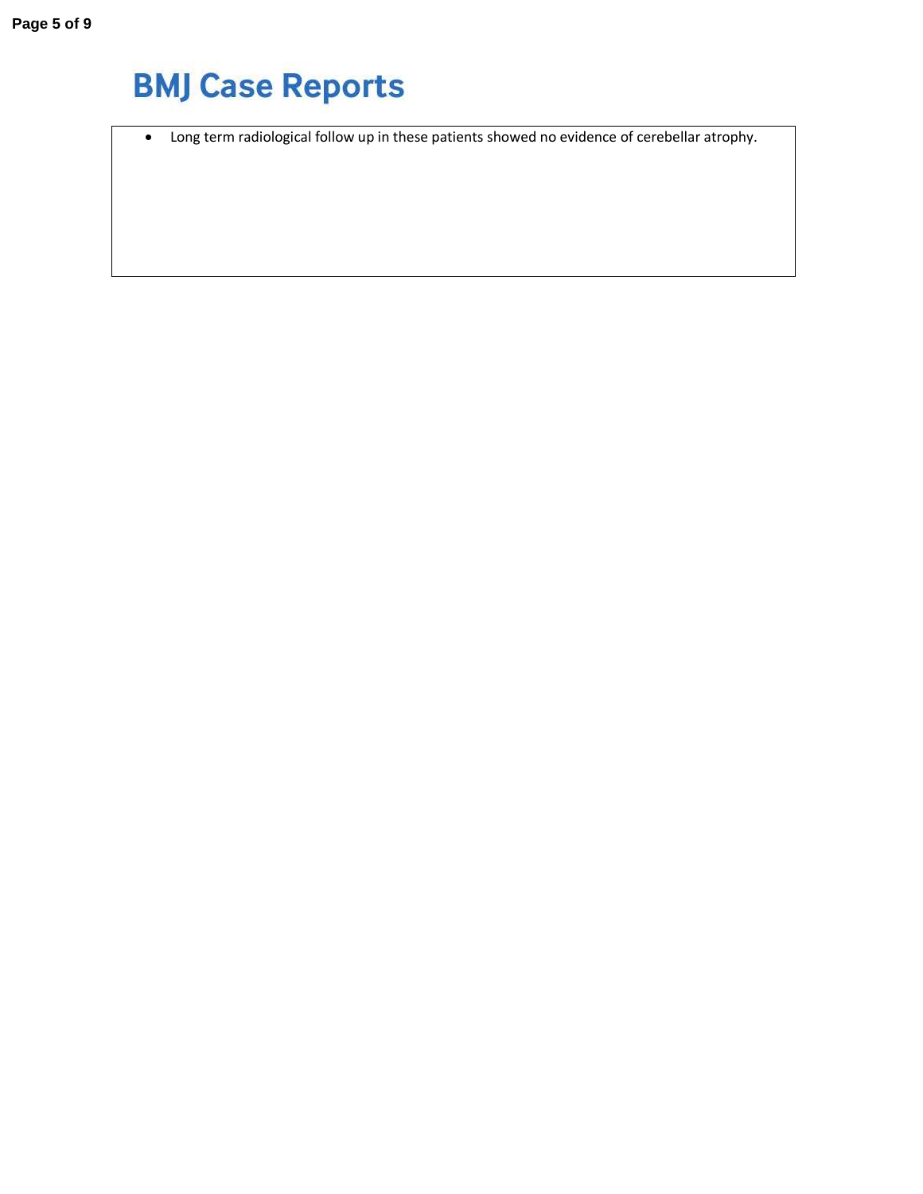- Long term radiological follow up in these patients showed no evidence of cerebellar atrophy.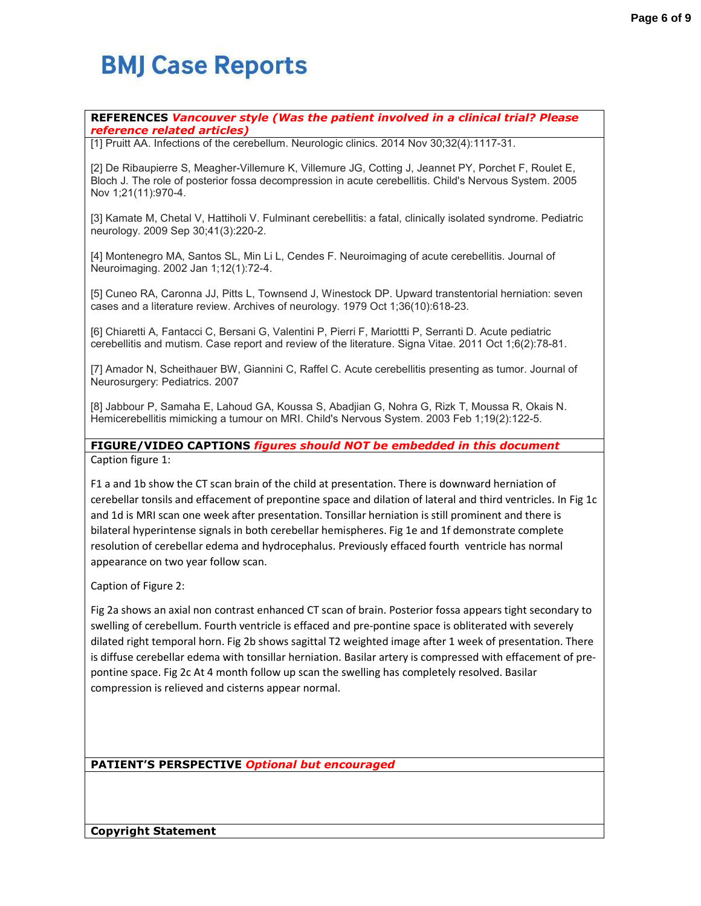**REFERENCES** ***Vancouver style (Was the patient involved in a clinical trial? Please reference related articles)***

[1] Pruitt AA. Infections of the cerebellum. Neurologic clinics. 2014 Nov 30;32(4):1117-31.

[2] De Ribaupierre S, Meagher-Villemure K, Villemure JG, Cotting J, Jeannet PY, Porchet F, Roulet E, Bloch J. The role of posterior fossa decompression in acute cerebellitis. Child's Nervous System. 2005 Nov 1;21(11):970-4.

[3] Kamate M, Chetal V, Hattiholi V. Fulminant cerebellitis: a fatal, clinically isolated syndrome. Pediatric neurology. 2009 Sep 30;41(3):220-2.

[4] Montenegro MA, Santos SL, Min Li L, Cendes F. Neuroimaging of acute cerebellitis. Journal of Neuroimaging. 2002 Jan 1;12(1):72-4.

[5] Cuneo RA, Caronna JJ, Pitts L, Townsend J, Winestock DP. Upward transtentorial herniation: seven cases and a literature review. Archives of neurology. 1979 Oct 1;36(10):618-23.

[6] Chiaretti A, Fantacci C, Bersani G, Valentini P, Pierri F, Mariottti P, Serranti D. Acute pediatric cerebellitis and mutism. Case report and review of the literature. Signa Vitae. 2011 Oct 1;6(2):78-81.

[7] Amador N, Scheithauer BW, Giannini C, Raffel C. Acute cerebellitis presenting as tumor. Journal of Neurosurgery: Pediatrics. 2007

[8] Jabbour P, Samaha E, Lahoud GA, Koussa S, Abadjian G, Nohra G, Rizk T, Moussa R, Okais N. Hemicerebellitis mimicking a tumour on MRI. Child's Nervous System. 2003 Feb 1;19(2):122-5.

**FIGURE/VIDEO CAPTIONS** ***figures should NOT be embedded in this document***

Caption figure 1:

F1 a and 1b show the CT scan brain of the child at presentation. There is downward herniation of cerebellar tonsils and effacement of prepontine space and dilation of lateral and third ventricles. In Fig 1c and 1d is MRI scan one week after presentation. Tonsillar herniation is still prominent and there is bilateral hyperintense signals in both cerebellar hemispheres. Fig 1e and 1f demonstrate complete resolution of cerebellar edema and hydrocephalus. Previously effaced fourth ventricle has normal appearance on two year follow scan.

Caption of Figure 2:

Fig 2a shows an axial non contrast enhanced CT scan of brain. Posterior fossa appears tight secondary to swelling of cerebellum. Fourth ventricle is effaced and pre-pontine space is obliterated with severely dilated right temporal horn. Fig 2b shows sagittal T2 weighted image after 1 week of presentation. There is diffuse cerebellar edema with tonsillar herniation. Basilar artery is compressed with effacement of pre-pontine space. Fig 2c At 4 month follow up scan the swelling has completely resolved. Basilar compression is relieved and cisterns appear normal.

**PATIENT'S PERSPECTIVE** ***Optional but encouraged***

**Copyright Statement**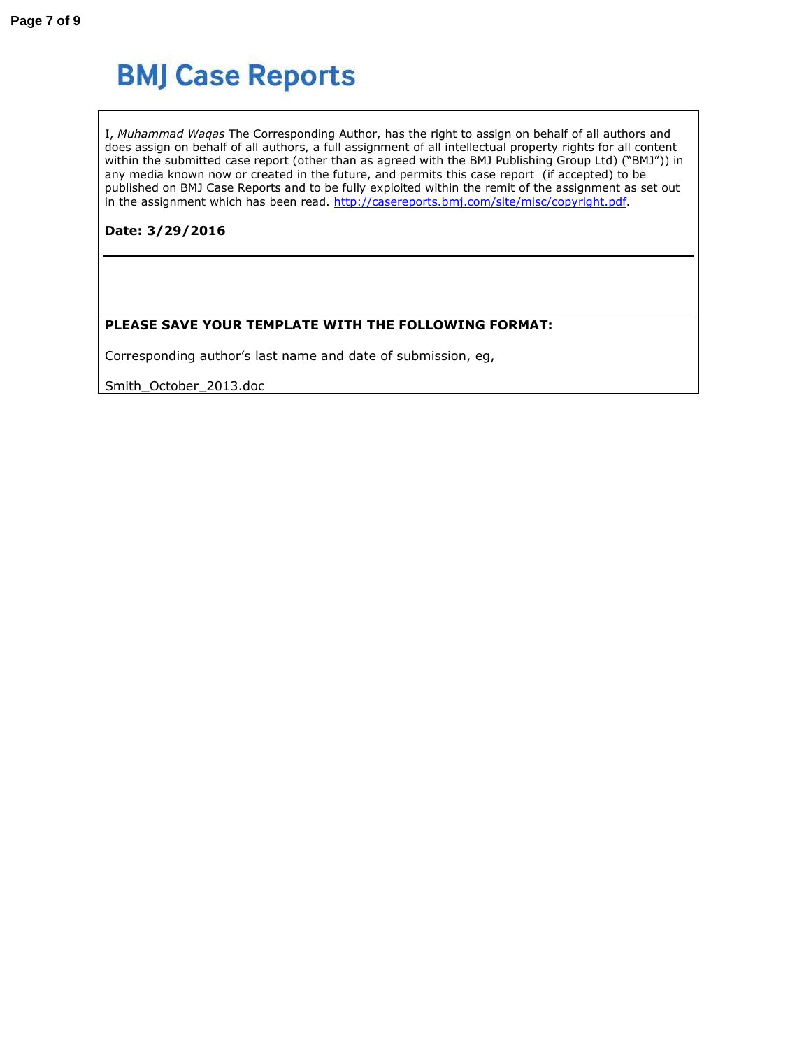# BMJ Case Reports

I, *Muhammad Waqas* The Corresponding Author, has the right to assign on behalf of all authors and does assign on behalf of all authors, a full assignment of all intellectual property rights for all content within the submitted case report (other than as agreed with the BMJ Publishing Group Ltd) ("BMJ")) in any media known now or created in the future, and permits this case report (if accepted) to be published on BMJ Case Reports and to be fully exploited within the remit of the assignment as set out in the assignment which has been read. http://casereports.bmj.com/site/misc/copyright.pdf.

**Date: 3/29/2016**

---

**PLEASE SAVE YOUR TEMPLATE WITH THE FOLLOWING FORMAT:**

Corresponding author's last name and date of submission, eg,

Smith_October_2013.doc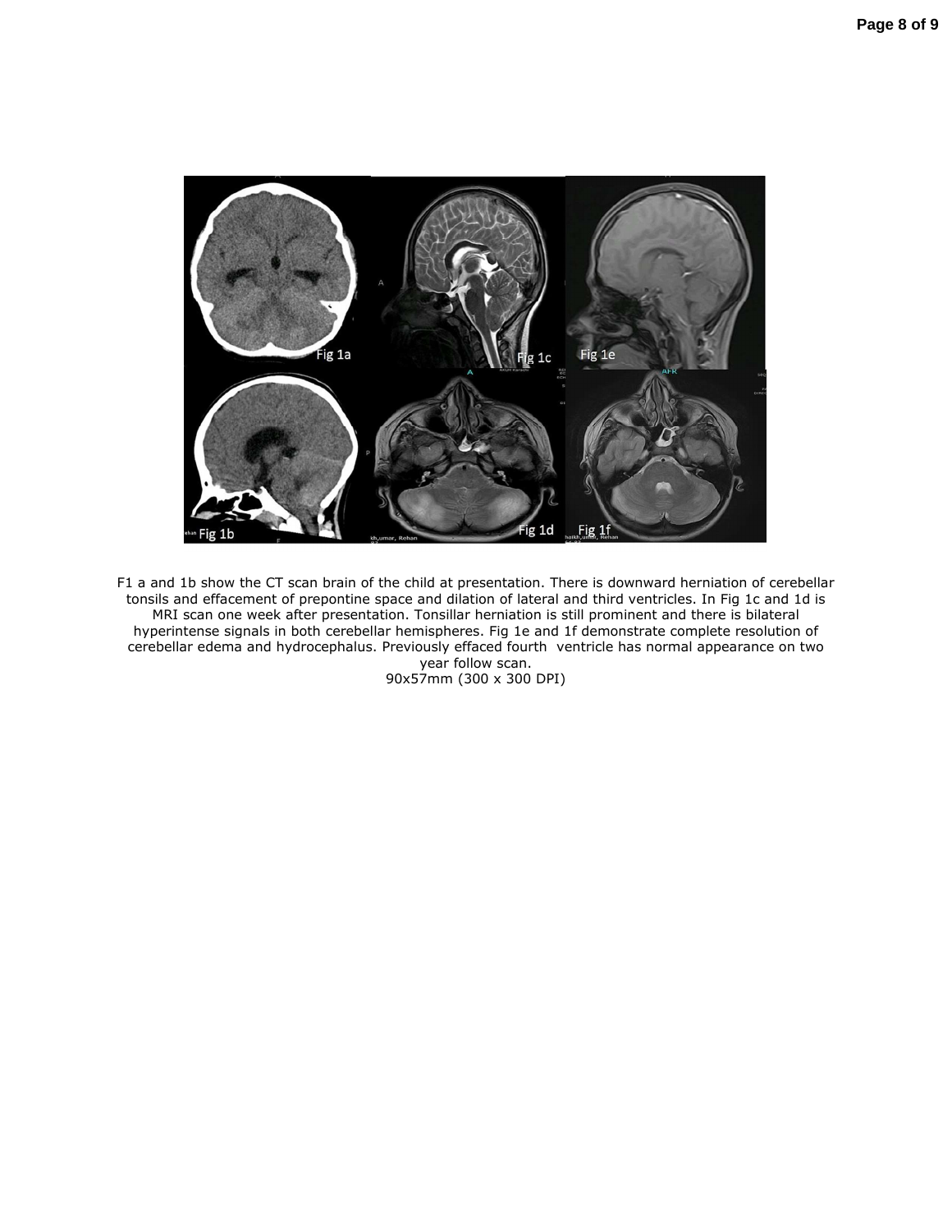F1 a and 1b show the CT scan brain of the child at presentation. There is downward herniation of cerebellar tonsils and effacement of prepontine space and dilation of lateral and third ventricles. In Fig 1c and 1d is MRI scan one week after presentation. Tonsillar herniation is still prominent and there is bilateral hyperintense signals in both cerebellar hemispheres. Fig 1e and 1f demonstrate complete resolution of cerebellar edema and hydrocephalus. Previously effaced fourth ventricle has normal appearance on two year follow scan.

90x57mm (300 x 300 DPI)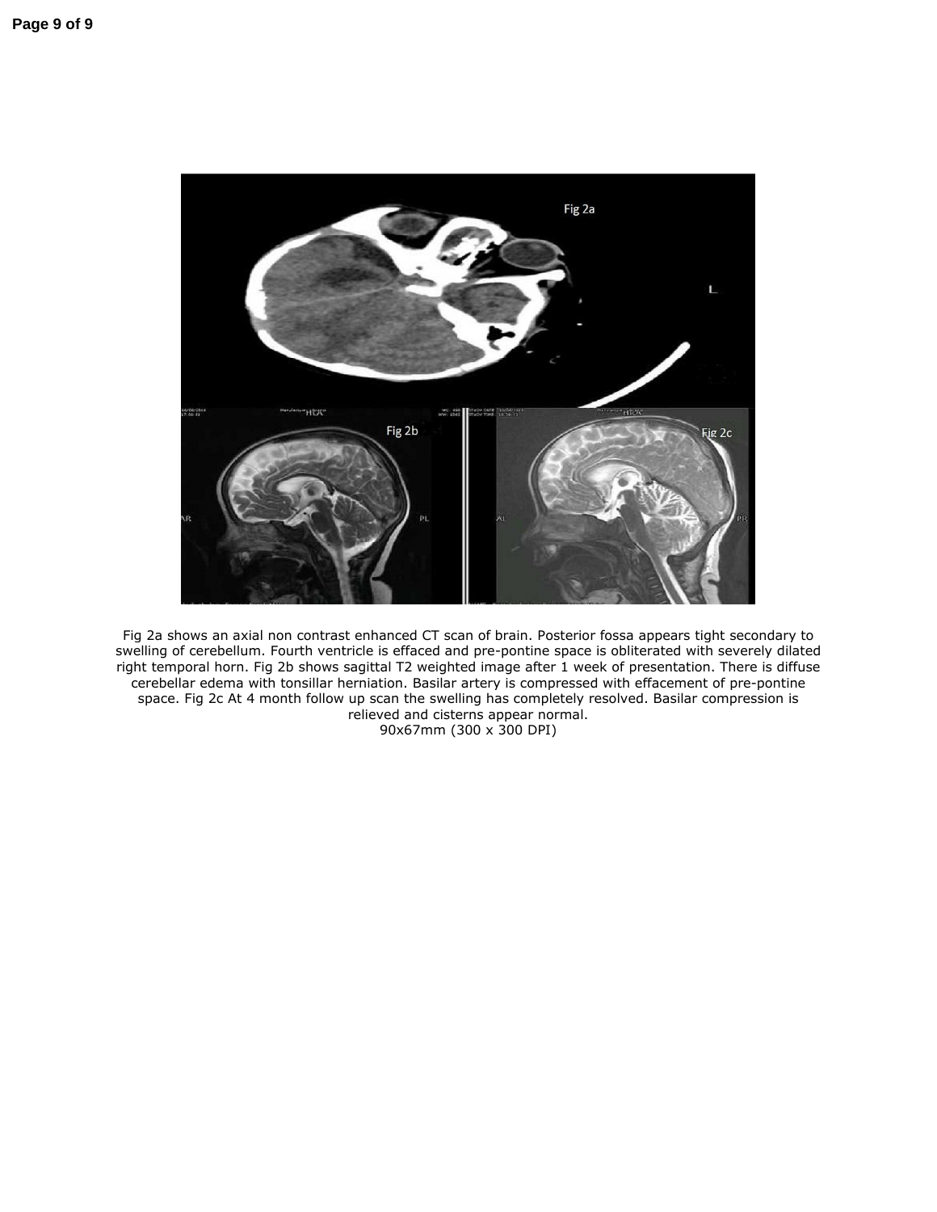Fig 2a shows an axial non contrast enhanced CT scan of brain. Posterior fossa appears tight secondary to swelling of cerebellum. Fourth ventricle is effaced and pre-pontine space is obliterated with severely dilated right temporal horn. Fig 2b shows sagittal T2 weighted image after 1 week of presentation. There is diffuse cerebellar edema with tonsillar herniation. Basilar artery is compressed with effacement of pre-pontine space. Fig 2c At 4 month follow up scan the swelling has completely resolved. Basilar compression is relieved and cisterns appear normal.
90x67mm (300 x 300 DPI)